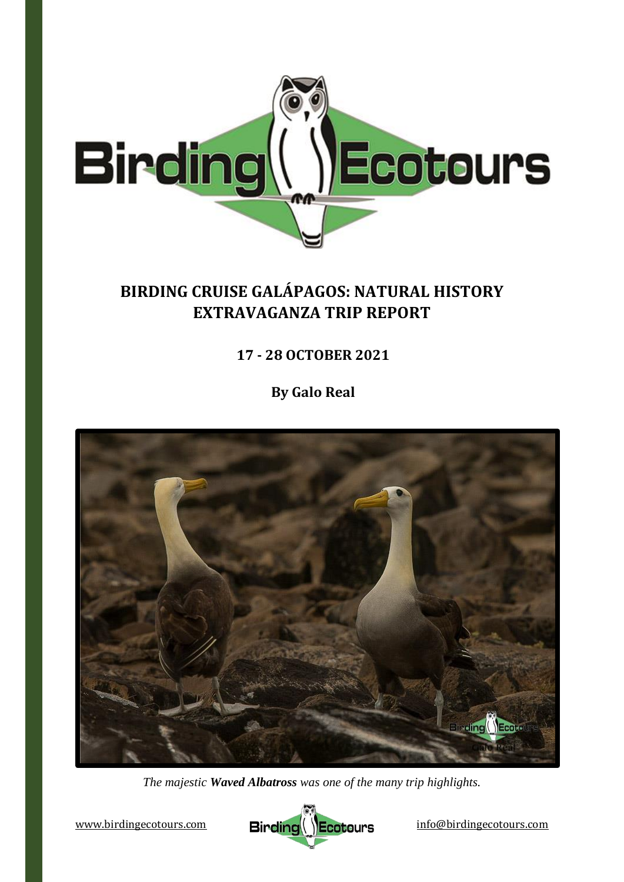# BIRDING CRUISE GALÁPAGOS: NATURAL HISTORY EXTRAVAGANZA TRIP REPORT

## 17 - 28 OCTOBER 2021

### By Galo Real

*The majestic **Waved Albatross** was one of the many trip highlights.*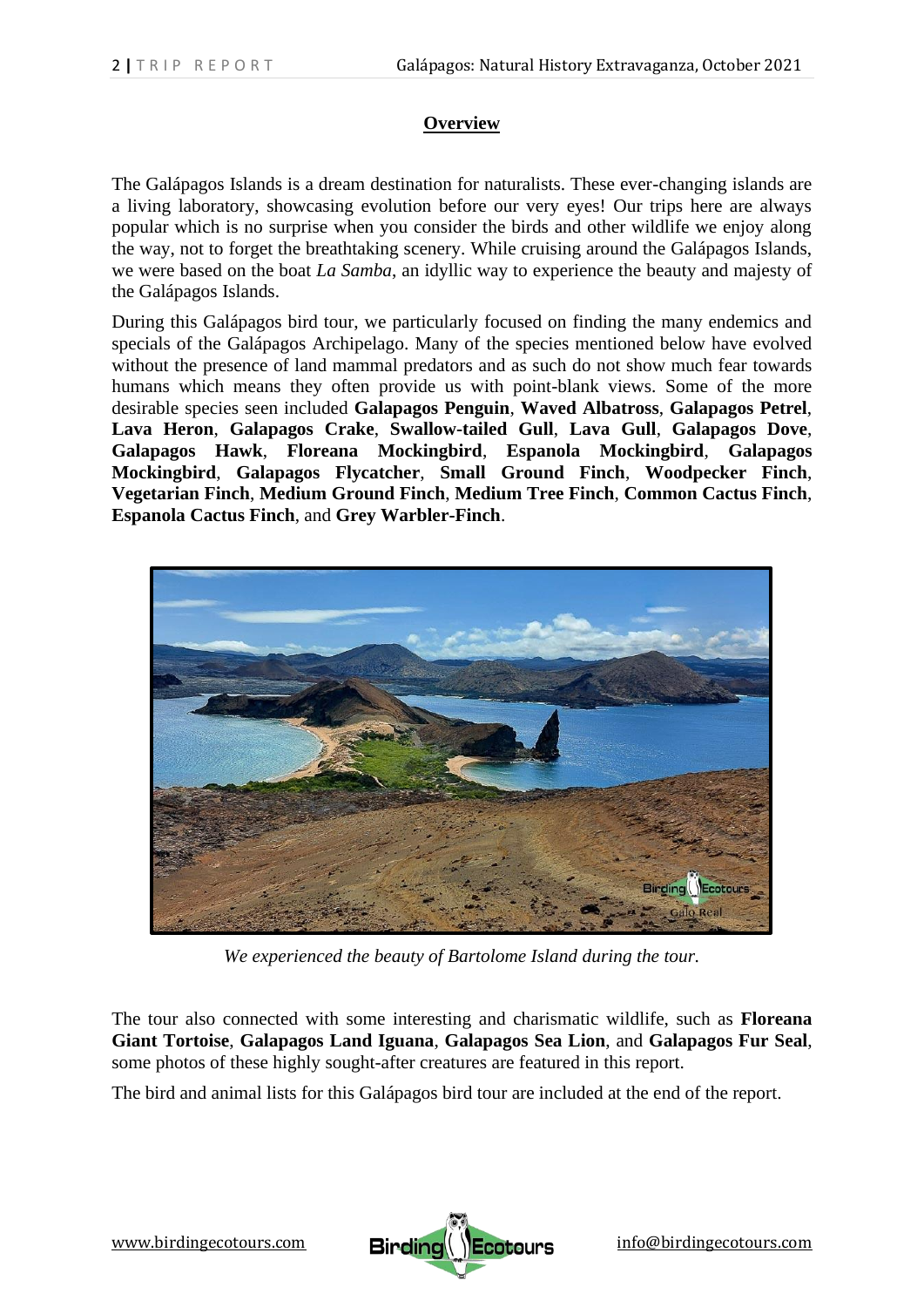## Overview

The Galápagos Islands is a dream destination for naturalists. These ever-changing islands are a living laboratory, showcasing evolution before our very eyes! Our trips here are always popular which is no surprise when you consider the birds and other wildlife we enjoy along the way, not to forget the breathtaking scenery. While cruising around the Galápagos Islands, we were based on the boat *La Samba*, an idyllic way to experience the beauty and majesty of the Galápagos Islands.

During this Galápagos bird tour, we particularly focused on finding the many endemics and specials of the Galápagos Archipelago. Many of the species mentioned below have evolved without the presence of land mammal predators and as such do not show much fear towards humans which means they often provide us with point-blank views. Some of the more desirable species seen included **Galapagos Penguin**, **Waved Albatross**, **Galapagos Petrel**, **Lava Heron**, **Galapagos Crake**, **Swallow-tailed Gull**, **Lava Gull**, **Galapagos Dove**, **Galapagos Hawk**, **Floreana Mockingbird**, **Espanola Mockingbird**, **Galapagos Mockingbird**, **Galapagos Flycatcher**, **Small Ground Finch**, **Woodpecker Finch**, **Vegetarian Finch**, **Medium Ground Finch**, **Medium Tree Finch**, **Common Cactus Finch**, **Espanola Cactus Finch**, and **Grey Warbler-Finch**.

*We experienced the beauty of Bartolome Island during the tour.*

The tour also connected with some interesting and charismatic wildlife, such as **Floreana Giant Tortoise**, **Galapagos Land Iguana**, **Galapagos Sea Lion**, and **Galapagos Fur Seal**, some photos of these highly sought-after creatures are featured in this report.

The bird and animal lists for this Galápagos bird tour are included at the end of the report.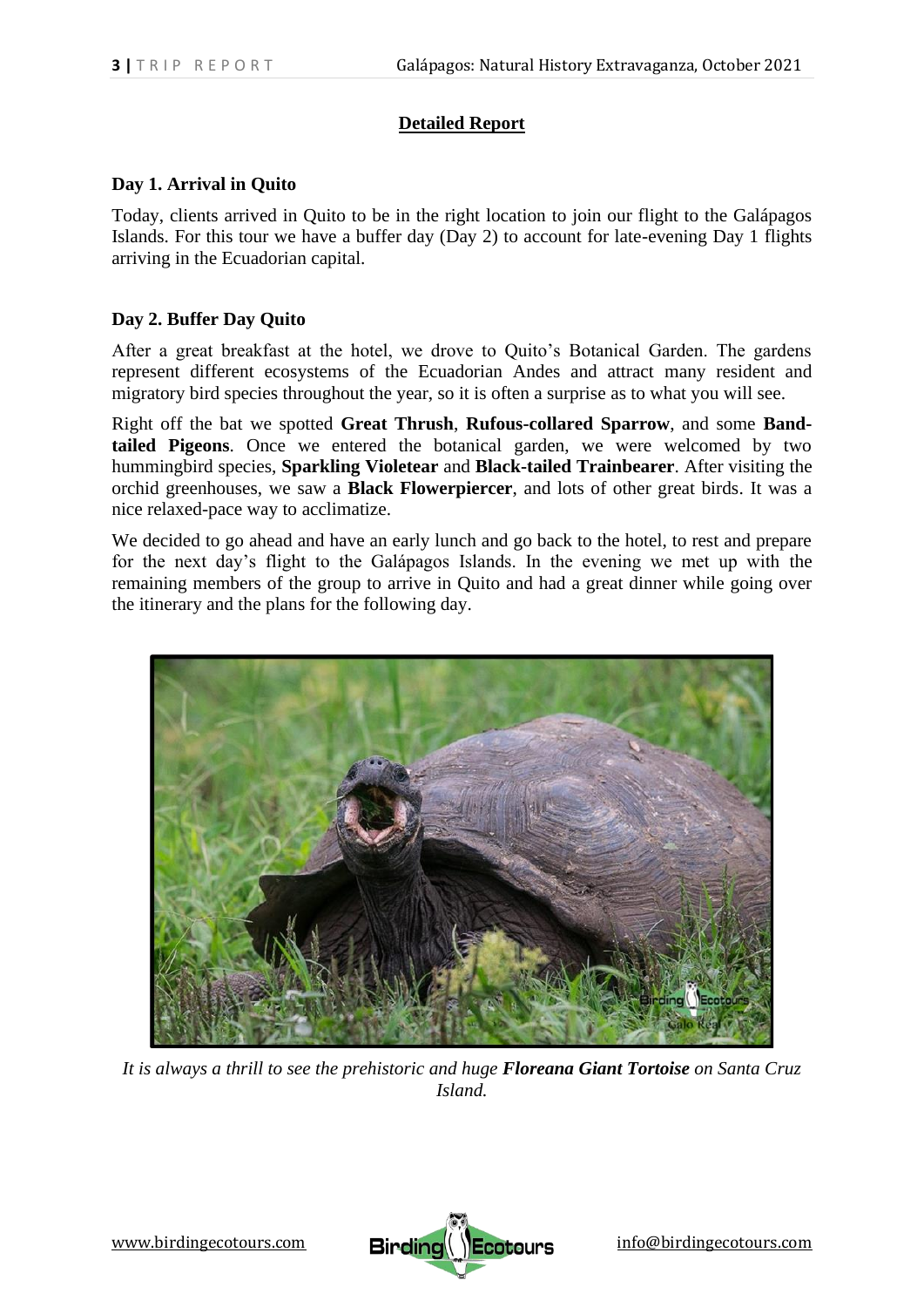## Detailed Report

### Day 1. Arrival in Quito

Today, clients arrived in Quito to be in the right location to join our flight to the Galápagos Islands. For this tour we have a buffer day (Day 2) to account for late-evening Day 1 flights arriving in the Ecuadorian capital.

### Day 2. Buffer Day Quito

After a great breakfast at the hotel, we drove to Quito's Botanical Garden. The gardens represent different ecosystems of the Ecuadorian Andes and attract many resident and migratory bird species throughout the year, so it is often a surprise as to what you will see.

Right off the bat we spotted **Great Thrush**, **Rufous-collared Sparrow**, and some **Band-tailed Pigeons**. Once we entered the botanical garden, we were welcomed by two hummingbird species, **Sparkling Violetear** and **Black-tailed Trainbearer**. After visiting the orchid greenhouses, we saw a **Black Flowerpiercer**, and lots of other great birds. It was a nice relaxed-pace way to acclimatize.

We decided to go ahead and have an early lunch and go back to the hotel, to rest and prepare for the next day's flight to the Galápagos Islands. In the evening we met up with the remaining members of the group to arrive in Quito and had a great dinner while going over the itinerary and the plans for the following day.

*It is always a thrill to see the prehistoric and huge **Floreana Giant Tortoise** on Santa Cruz Island.*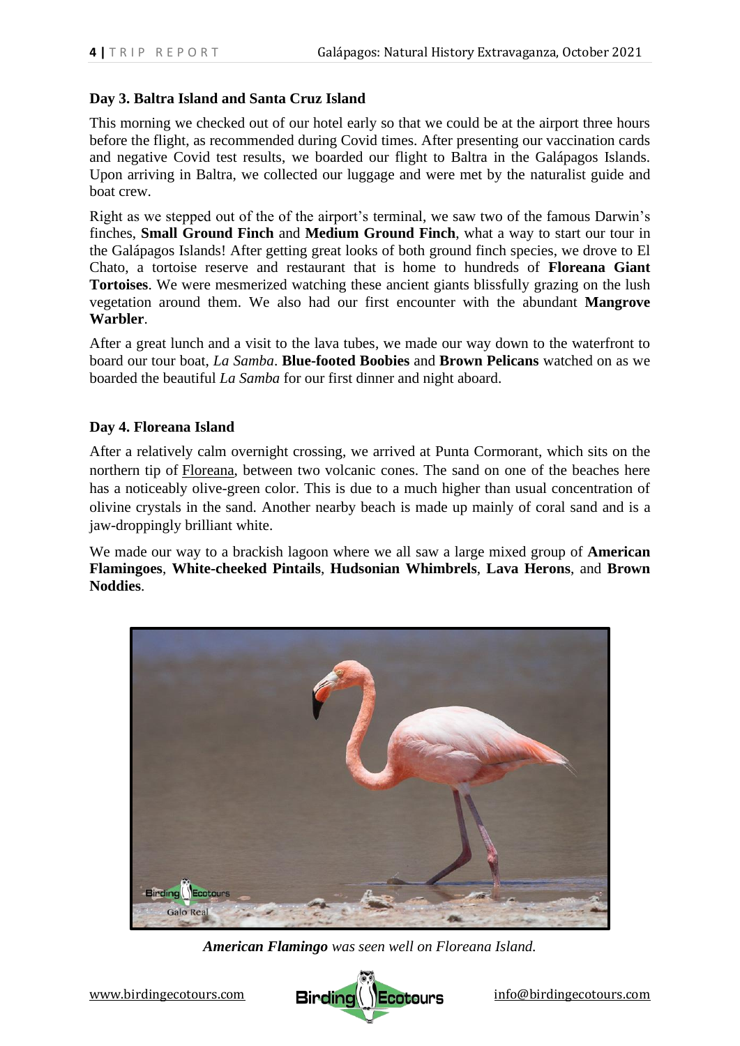## Day 3. Baltra Island and Santa Cruz Island

This morning we checked out of our hotel early so that we could be at the airport three hours before the flight, as recommended during Covid times. After presenting our vaccination cards and negative Covid test results, we boarded our flight to Baltra in the Galápagos Islands. Upon arriving in Baltra, we collected our luggage and were met by the naturalist guide and boat crew.

Right as we stepped out of the of the airport's terminal, we saw two of the famous Darwin's finches, **Small Ground Finch** and **Medium Ground Finch**, what a way to start our tour in the Galápagos Islands! After getting great looks of both ground finch species, we drove to El Chato, a tortoise reserve and restaurant that is home to hundreds of **Floreana Giant Tortoises**. We were mesmerized watching these ancient giants blissfully grazing on the lush vegetation around them. We also had our first encounter with the abundant **Mangrove Warbler**.

After a great lunch and a visit to the lava tubes, we made our way down to the waterfront to board our tour boat, *La Samba*. **Blue-footed Boobies** and **Brown Pelicans** watched on as we boarded the beautiful *La Samba* for our first dinner and night aboard.

## Day 4. Floreana Island

After a relatively calm overnight crossing, we arrived at Punta Cormorant, which sits on the northern tip of Floreana, between two volcanic cones. The sand on one of the beaches here has a noticeably olive-green color. This is due to a much higher than usual concentration of olivine crystals in the sand. Another nearby beach is made up mainly of coral sand and is a jaw-droppingly brilliant white.

We made our way to a brackish lagoon where we all saw a large mixed group of **American Flamingoes**, **White-cheeked Pintails**, **Hudsonian Whimbrels**, **Lava Herons**, and **Brown Noddies**.

***American Flamingo*** *was seen well on Floreana Island.*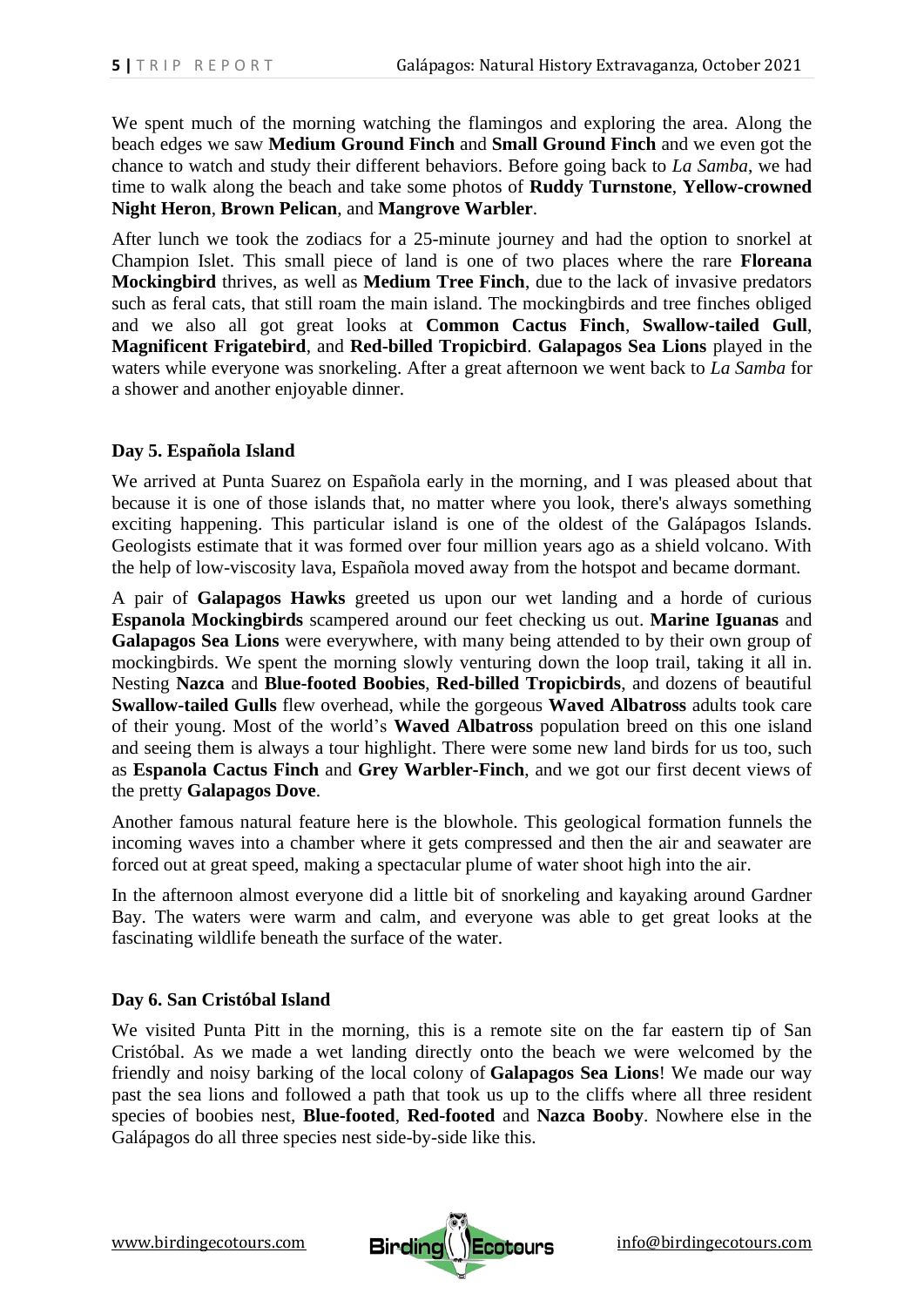We spent much of the morning watching the flamingos and exploring the area. Along the beach edges we saw **Medium Ground Finch** and **Small Ground Finch** and we even got the chance to watch and study their different behaviors. Before going back to *La Samba*, we had time to walk along the beach and take some photos of **Ruddy Turnstone**, **Yellow-crowned Night Heron**, **Brown Pelican**, and **Mangrove Warbler**.

After lunch we took the zodiacs for a 25-minute journey and had the option to snorkel at Champion Islet. This small piece of land is one of two places where the rare **Floreana Mockingbird** thrives, as well as **Medium Tree Finch**, due to the lack of invasive predators such as feral cats, that still roam the main island. The mockingbirds and tree finches obliged and we also all got great looks at **Common Cactus Finch**, **Swallow-tailed Gull**, **Magnificent Frigatebird**, and **Red-billed Tropicbird**. **Galapagos Sea Lions** played in the waters while everyone was snorkeling. After a great afternoon we went back to *La Samba* for a shower and another enjoyable dinner.

### Day 5. Española Island

We arrived at Punta Suarez on Española early in the morning, and I was pleased about that because it is one of those islands that, no matter where you look, there's always something exciting happening. This particular island is one of the oldest of the Galápagos Islands. Geologists estimate that it was formed over four million years ago as a shield volcano. With the help of low-viscosity lava, Española moved away from the hotspot and became dormant.

A pair of **Galapagos Hawks** greeted us upon our wet landing and a horde of curious **Espanola Mockingbirds** scampered around our feet checking us out. **Marine Iguanas** and **Galapagos Sea Lions** were everywhere, with many being attended to by their own group of mockingbirds. We spent the morning slowly venturing down the loop trail, taking it all in. Nesting **Nazca** and **Blue-footed Boobies**, **Red-billed Tropicbirds**, and dozens of beautiful **Swallow-tailed Gulls** flew overhead, while the gorgeous **Waved Albatross** adults took care of their young. Most of the world's **Waved Albatross** population breed on this one island and seeing them is always a tour highlight. There were some new land birds for us too, such as **Espanola Cactus Finch** and **Grey Warbler-Finch**, and we got our first decent views of the pretty **Galapagos Dove**.

Another famous natural feature here is the blowhole. This geological formation funnels the incoming waves into a chamber where it gets compressed and then the air and seawater are forced out at great speed, making a spectacular plume of water shoot high into the air.

In the afternoon almost everyone did a little bit of snorkeling and kayaking around Gardner Bay. The waters were warm and calm, and everyone was able to get great looks at the fascinating wildlife beneath the surface of the water.

### Day 6. San Cristóbal Island

We visited Punta Pitt in the morning, this is a remote site on the far eastern tip of San Cristóbal. As we made a wet landing directly onto the beach we were welcomed by the friendly and noisy barking of the local colony of **Galapagos Sea Lions**! We made our way past the sea lions and followed a path that took us up to the cliffs where all three resident species of boobies nest, **Blue-footed**, **Red-footed** and **Nazca Booby**. Nowhere else in the Galápagos do all three species nest side-by-side like this.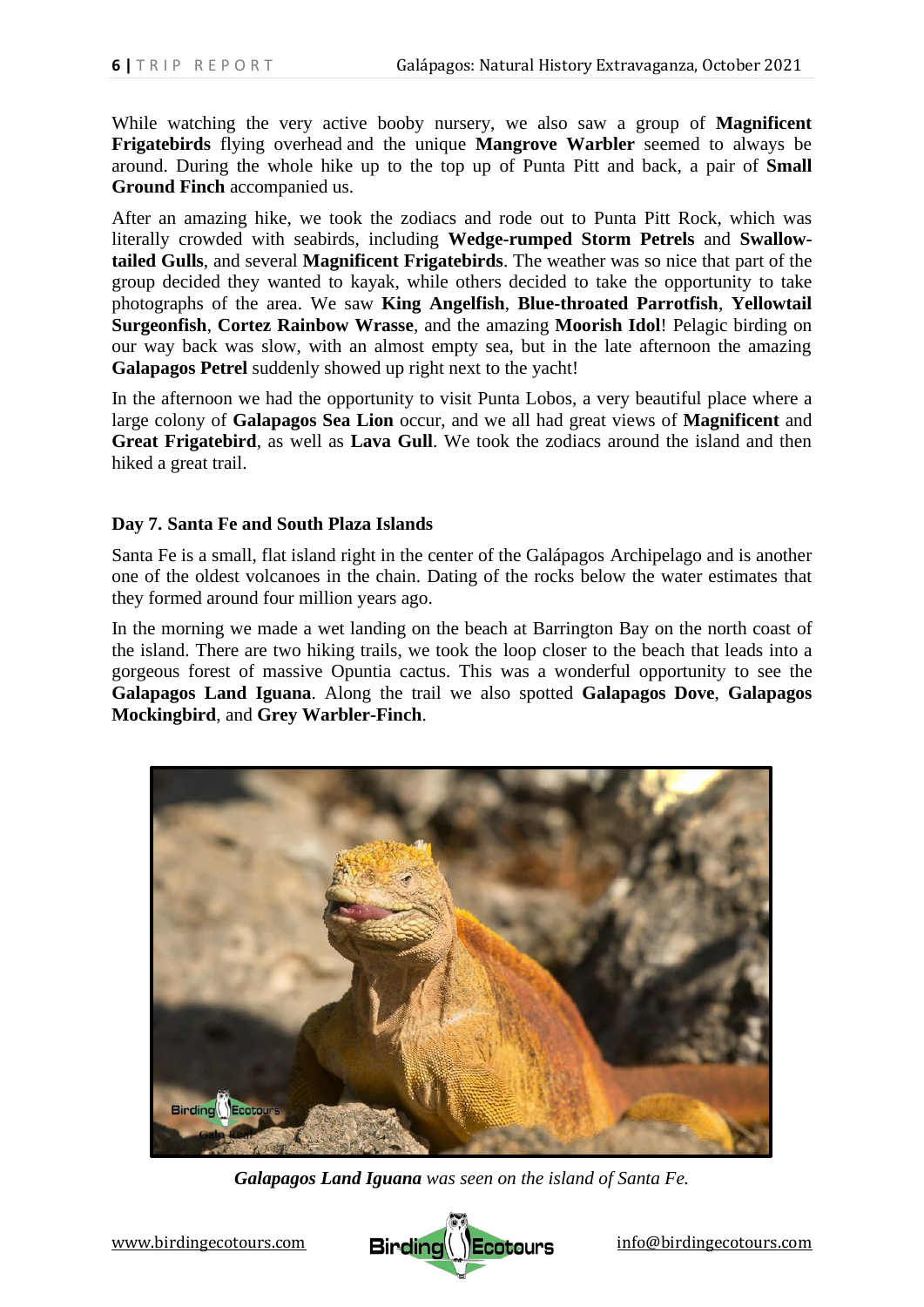While watching the very active booby nursery, we also saw a group of **Magnificent Frigatebirds** flying overhead and the unique **Mangrove Warbler** seemed to always be around. During the whole hike up to the top up of Punta Pitt and back, a pair of **Small Ground Finch** accompanied us.

After an amazing hike, we took the zodiacs and rode out to Punta Pitt Rock, which was literally crowded with seabirds, including **Wedge-rumped Storm Petrels** and **Swallow-tailed Gulls**, and several **Magnificent Frigatebirds**. The weather was so nice that part of the group decided they wanted to kayak, while others decided to take the opportunity to take photographs of the area. We saw **King Angelfish**, **Blue-throated Parrotfish**, **Yellowtail Surgeonfish**, **Cortez Rainbow Wrasse**, and the amazing **Moorish Idol**! Pelagic birding on our way back was slow, with an almost empty sea, but in the late afternoon the amazing **Galapagos Petrel** suddenly showed up right next to the yacht!

In the afternoon we had the opportunity to visit Punta Lobos, a very beautiful place where a large colony of **Galapagos Sea Lion** occur, and we all had great views of **Magnificent** and **Great Frigatebird**, as well as **Lava Gull**. We took the zodiacs around the island and then hiked a great trail.

### Day 7. Santa Fe and South Plaza Islands

Santa Fe is a small, flat island right in the center of the Galápagos Archipelago and is another one of the oldest volcanoes in the chain. Dating of the rocks below the water estimates that they formed around four million years ago.

In the morning we made a wet landing on the beach at Barrington Bay on the north coast of the island. There are two hiking trails, we took the loop closer to the beach that leads into a gorgeous forest of massive Opuntia cactus. This was a wonderful opportunity to see the **Galapagos Land Iguana**. Along the trail we also spotted **Galapagos Dove**, **Galapagos Mockingbird**, and **Grey Warbler-Finch**.

***Galapagos Land Iguana** was seen on the island of Santa Fe.*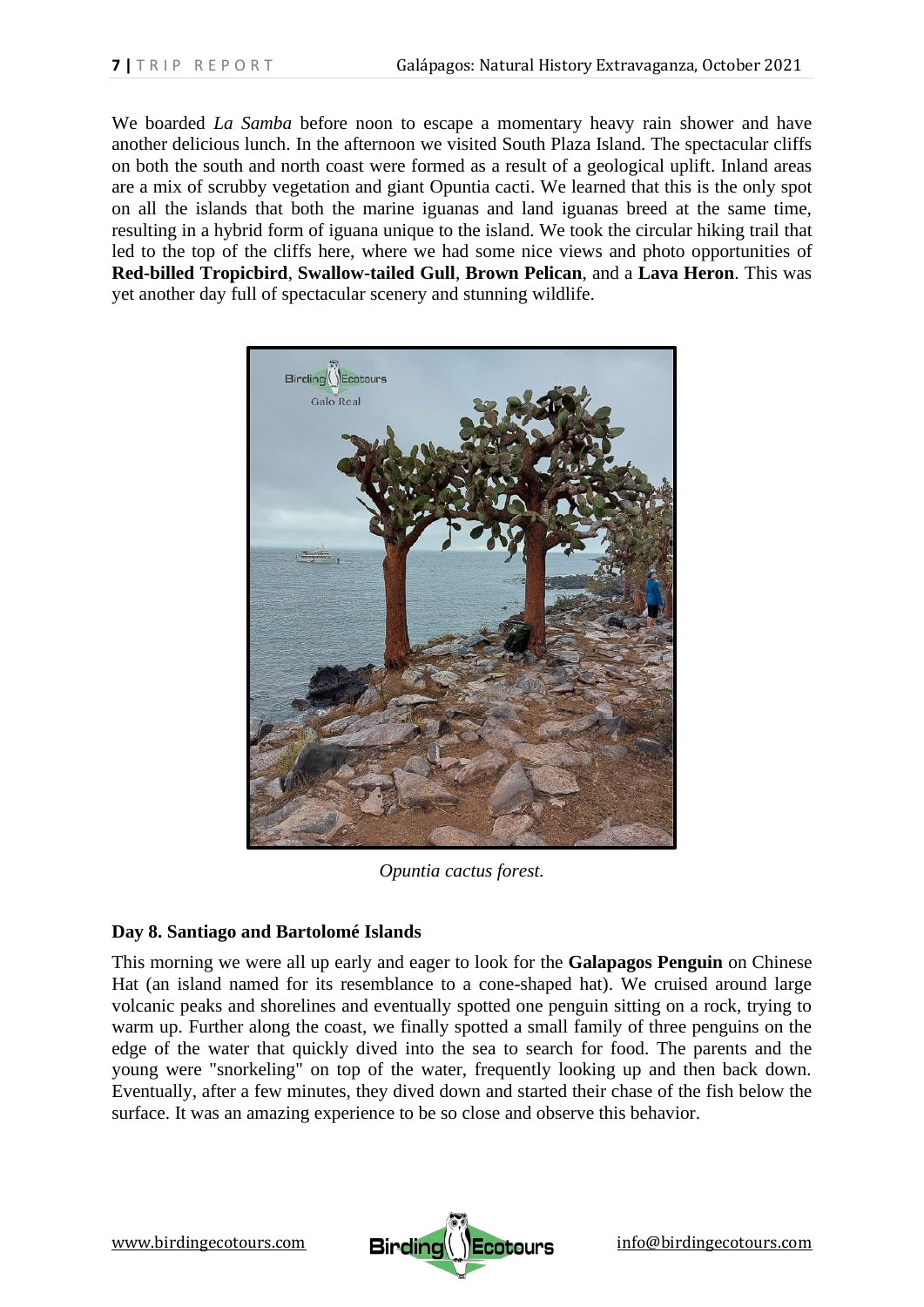We boarded *La Samba* before noon to escape a momentary heavy rain shower and have another delicious lunch. In the afternoon we visited South Plaza Island. The spectacular cliffs on both the south and north coast were formed as a result of a geological uplift. Inland areas are a mix of scrubby vegetation and giant Opuntia cacti. We learned that this is the only spot on all the islands that both the marine iguanas and land iguanas breed at the same time, resulting in a hybrid form of iguana unique to the island. We took the circular hiking trail that led to the top of the cliffs here, where we had some nice views and photo opportunities of **Red-billed Tropicbird**, **Swallow-tailed Gull**, **Brown Pelican**, and a **Lava Heron**. This was yet another day full of spectacular scenery and stunning wildlife.

*Opuntia cactus forest.*

## Day 8. Santiago and Bartolomé Islands

This morning we were all up early and eager to look for the **Galapagos Penguin** on Chinese Hat (an island named for its resemblance to a cone-shaped hat). We cruised around large volcanic peaks and shorelines and eventually spotted one penguin sitting on a rock, trying to warm up. Further along the coast, we finally spotted a small family of three penguins on the edge of the water that quickly dived into the sea to search for food. The parents and the young were "snorkeling" on top of the water, frequently looking up and then back down. Eventually, after a few minutes, they dived down and started their chase of the fish below the surface. It was an amazing experience to be so close and observe this behavior.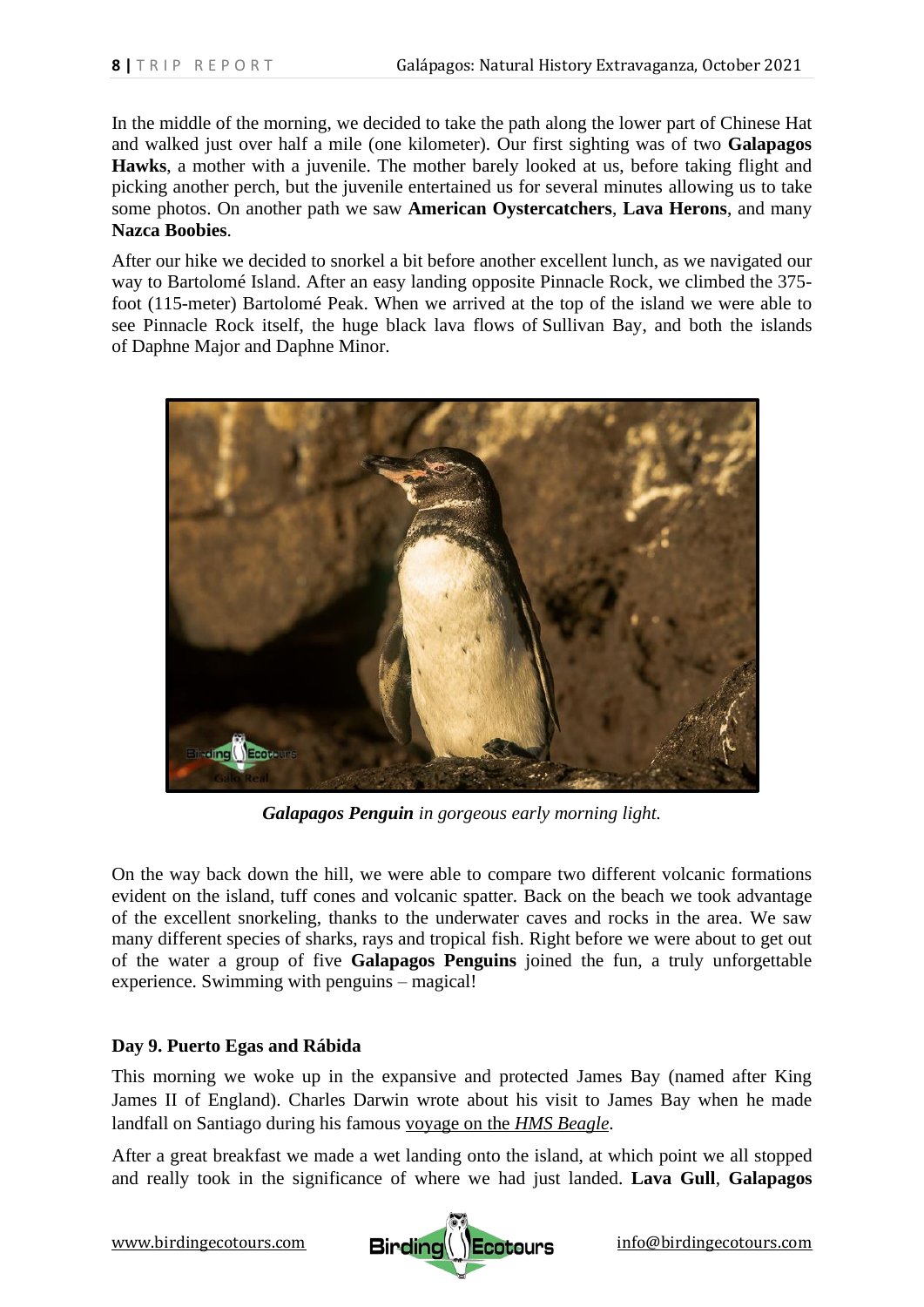In the middle of the morning, we decided to take the path along the lower part of Chinese Hat and walked just over half a mile (one kilometer). Our first sighting was of two **Galapagos Hawks**, a mother with a juvenile. The mother barely looked at us, before taking flight and picking another perch, but the juvenile entertained us for several minutes allowing us to take some photos. On another path we saw **American Oystercatchers**, **Lava Herons**, and many **Nazca Boobies**.

After our hike we decided to snorkel a bit before another excellent lunch, as we navigated our way to Bartolomé Island. After an easy landing opposite Pinnacle Rock, we climbed the 375-foot (115-meter) Bartolomé Peak. When we arrived at the top of the island we were able to see Pinnacle Rock itself, the huge black lava flows of Sullivan Bay, and both the islands of Daphne Major and Daphne Minor.

***Galapagos Penguin*** *in gorgeous early morning light.*

On the way back down the hill, we were able to compare two different volcanic formations evident on the island, tuff cones and volcanic spatter. Back on the beach we took advantage of the excellent snorkeling, thanks to the underwater caves and rocks in the area. We saw many different species of sharks, rays and tropical fish. Right before we were about to get out of the water a group of five **Galapagos Penguins** joined the fun, a truly unforgettable experience. Swimming with penguins – magical!

### Day 9. Puerto Egas and Rábida

This morning we woke up in the expansive and protected James Bay (named after King James II of England). Charles Darwin wrote about his visit to James Bay when he made landfall on Santiago during his famous voyage on the *HMS Beagle*.

After a great breakfast we made a wet landing onto the island, at which point we all stopped and really took in the significance of where we had just landed. **Lava Gull**, **Galapagos**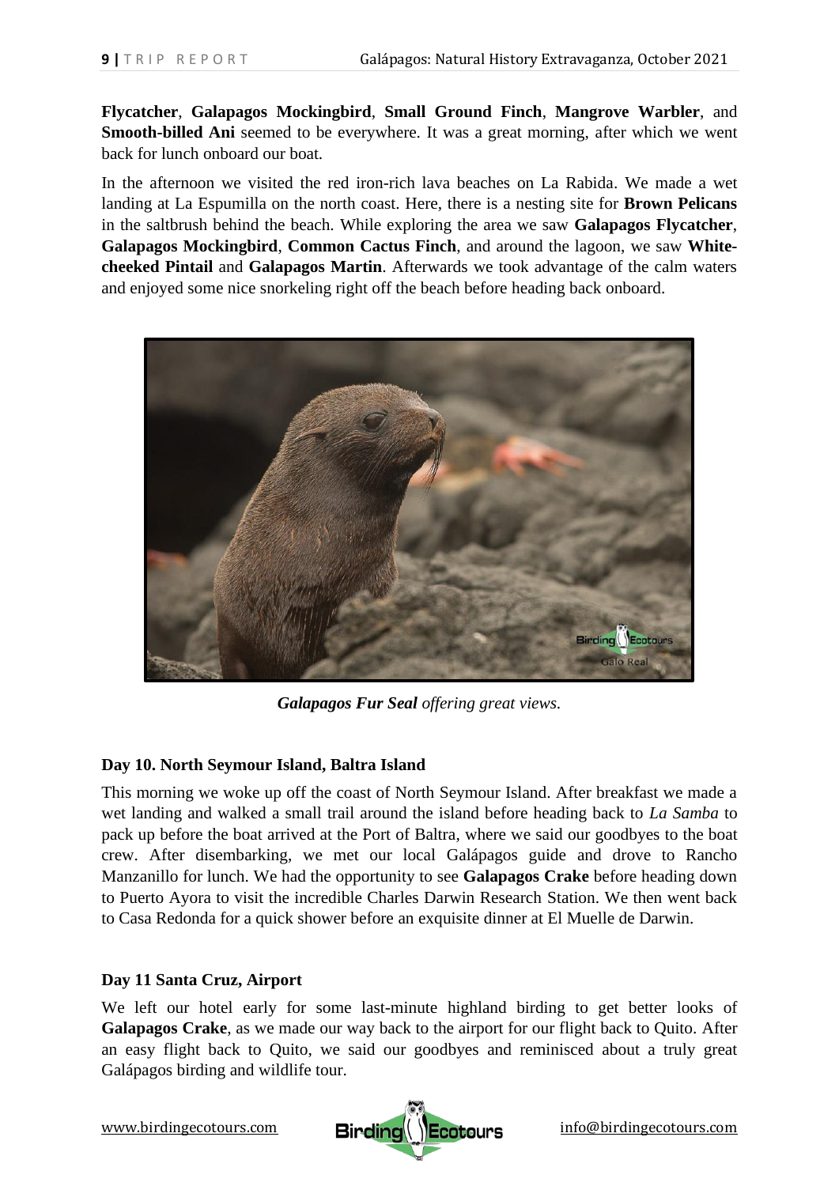**Flycatcher**, **Galapagos Mockingbird**, **Small Ground Finch**, **Mangrove Warbler**, and **Smooth-billed Ani** seemed to be everywhere. It was a great morning, after which we went back for lunch onboard our boat.

In the afternoon we visited the red iron-rich lava beaches on La Rabida. We made a wet landing at La Espumilla on the north coast. Here, there is a nesting site for **Brown Pelicans** in the saltbrush behind the beach. While exploring the area we saw **Galapagos Flycatcher**, **Galapagos Mockingbird**, **Common Cactus Finch**, and around the lagoon, we saw **White-cheeked Pintail** and **Galapagos Martin**. Afterwards we took advantage of the calm waters and enjoyed some nice snorkeling right off the beach before heading back onboard.

***Galapagos Fur Seal** offering great views.*

### Day 10. North Seymour Island, Baltra Island

This morning we woke up off the coast of North Seymour Island. After breakfast we made a wet landing and walked a small trail around the island before heading back to *La Samba* to pack up before the boat arrived at the Port of Baltra, where we said our goodbyes to the boat crew. After disembarking, we met our local Galápagos guide and drove to Rancho Manzanillo for lunch. We had the opportunity to see **Galapagos Crake** before heading down to Puerto Ayora to visit the incredible Charles Darwin Research Station. We then went back to Casa Redonda for a quick shower before an exquisite dinner at El Muelle de Darwin.

### Day 11 Santa Cruz, Airport

We left our hotel early for some last-minute highland birding to get better looks of **Galapagos Crake**, as we made our way back to the airport for our flight back to Quito. After an easy flight back to Quito, we said our goodbyes and reminisced about a truly great Galápagos birding and wildlife tour.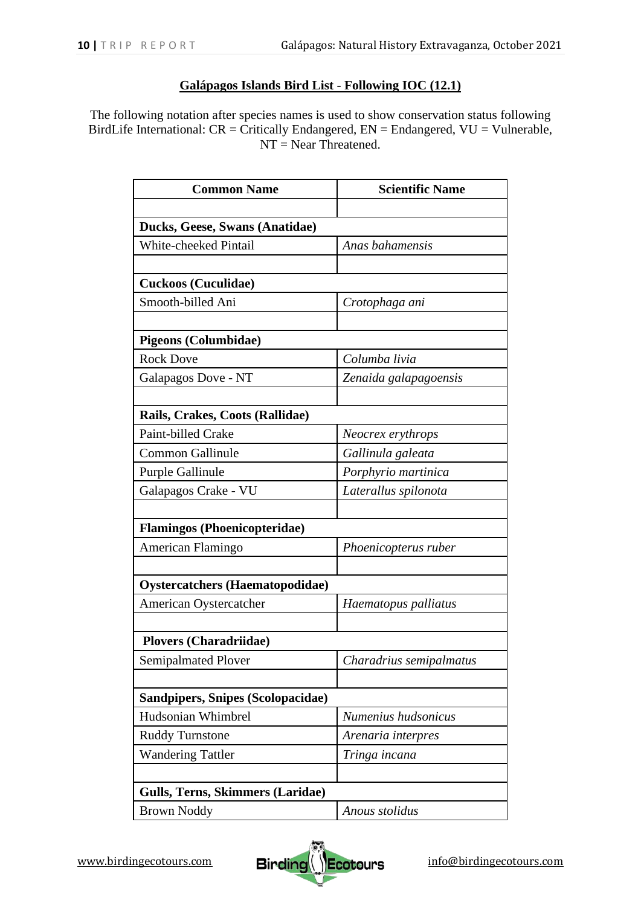## Galápagos Islands Bird List - Following IOC (12.1)

The following notation after species names is used to show conservation status following BirdLife International: CR = Critically Endangered, EN = Endangered, VU = Vulnerable, NT = Near Threatened.

| Common Name | Scientific Name |
|---|---|
| | |
| **Ducks, Geese, Swans (Anatidae)** | |
| White-cheeked Pintail | *Anas bahamensis* |
| | |
| **Cuckoos (Cuculidae)** | |
| Smooth-billed Ani | *Crotophaga ani* |
| | |
| **Pigeons (Columbidae)** | |
| Rock Dove | *Columba livia* |
| Galapagos Dove - NT | *Zenaida galapagoensis* |
| | |
| **Rails, Crakes, Coots (Rallidae)** | |
| Paint-billed Crake | *Neocrex erythrops* |
| Common Gallinule | *Gallinula galeata* |
| Purple Gallinule | *Porphyrio martinica* |
| Galapagos Crake - VU | *Laterallus spilonota* |
| | |
| **Flamingos (Phoenicopteridae)** | |
| American Flamingo | *Phoenicopterus ruber* |
| | |
| **Oystercatchers (Haematopodidae)** | |
| American Oystercatcher | *Haematopus palliatus* |
| | |
| **Plovers (Charadriidae)** | |
| Semipalmated Plover | *Charadrius semipalmatus* |
| | |
| **Sandpipers, Snipes (Scolopacidae)** | |
| Hudsonian Whimbrel | *Numenius hudsonicus* |
| Ruddy Turnstone | *Arenaria interpres* |
| Wandering Tattler | *Tringa incana* |
| | |
| **Gulls, Terns, Skimmers (Laridae)** | |
| Brown Noddy | *Anous stolidus* |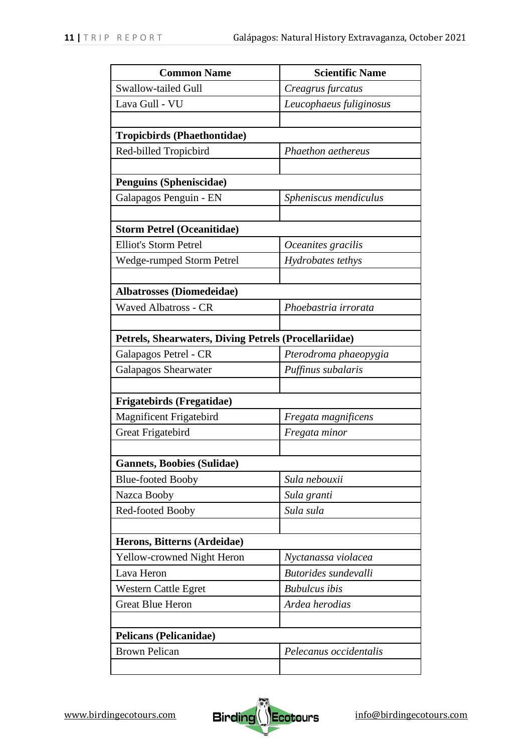| Common Name | Scientific Name |
|---|---|
| Swallow-tailed Gull | *Creagrus furcatus* |
| Lava Gull - VU | *Leucophaeus fuliginosus* |
| | |
| **Tropicbirds (Phaethontidae)** | |
| Red-billed Tropicbird | *Phaethon aethereus* |
| | |
| **Penguins (Spheniscidae)** | |
| Galapagos Penguin - EN | *Spheniscus mendiculus* |
| | |
| **Storm Petrel (Oceanitidae)** | |
| Elliot's Storm Petrel | *Oceanites gracilis* |
| Wedge-rumped Storm Petrel | *Hydrobates tethys* |
| | |
| **Albatrosses (Diomedeidae)** | |
| Waved Albatross - CR | *Phoebastria irrorata* |
| | |
| **Petrels, Shearwaters, Diving Petrels (Procellariidae)** | |
| Galapagos Petrel - CR | *Pterodroma phaeopygia* |
| Galapagos Shearwater | *Puffinus subalaris* |
| | |
| **Frigatebirds (Fregatidae)** | |
| Magnificent Frigatebird | *Fregata magnificens* |
| Great Frigatebird | *Fregata minor* |
| | |
| **Gannets, Boobies (Sulidae)** | |
| Blue-footed Booby | *Sula nebouxii* |
| Nazca Booby | *Sula granti* |
| Red-footed Booby | *Sula sula* |
| | |
| **Herons, Bitterns (Ardeidae)** | |
| Yellow-crowned Night Heron | *Nyctanassa violacea* |
| Lava Heron | *Butorides sundevalli* |
| Western Cattle Egret | *Bubulcus ibis* |
| Great Blue Heron | *Ardea herodias* |
| | |
| **Pelicans (Pelicanidae)** | |
| Brown Pelican | *Pelecanus occidentalis* |
| | |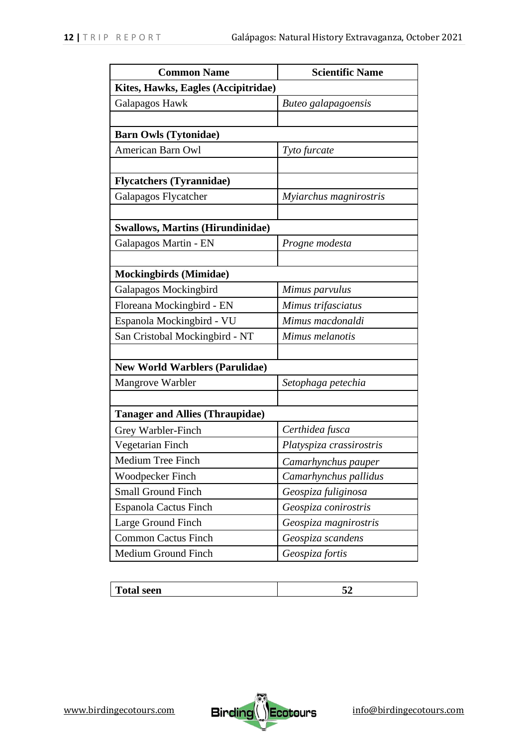| Common Name | Scientific Name |
|---|---|
| **Kites, Hawks, Eagles (Accipitridae)** | |
| Galapagos Hawk | *Buteo galapagoensis* |
| | |
| **Barn Owls (Tytonidae)** | |
| American Barn Owl | *Tyto furcate* |
| | |
| **Flycatchers (Tyrannidae)** | |
| Galapagos Flycatcher | *Myiarchus magnirostris* |
| | |
| **Swallows, Martins (Hirundinidae)** | |
| Galapagos Martin - EN | *Progne modesta* |
| | |
| **Mockingbirds (Mimidae)** | |
| Galapagos Mockingbird | *Mimus parvulus* |
| Floreana Mockingbird - EN | *Mimus trifasciatus* |
| Espanola Mockingbird - VU | *Mimus macdonaldi* |
| San Cristobal Mockingbird - NT | *Mimus melanotis* |
| | |
| **New World Warblers (Parulidae)** | |
| Mangrove Warbler | *Setophaga petechia* |
| | |
| **Tanager and Allies (Thraupidae)** | |
| Grey Warbler-Finch | *Certhidea fusca* |
| Vegetarian Finch | *Platyspiza crassirostris* |
| Medium Tree Finch | *Camarhynchus pauper* |
| Woodpecker Finch | *Camarhynchus pallidus* |
| Small Ground Finch | *Geospiza fuliginosa* |
| Espanola Cactus Finch | *Geospiza conirostris* |
| Large Ground Finch | *Geospiza magnirostris* |
| Common Cactus Finch | *Geospiza scandens* |
| Medium Ground Finch | *Geospiza fortis* |

| **Total seen** | **52** |
|---|---|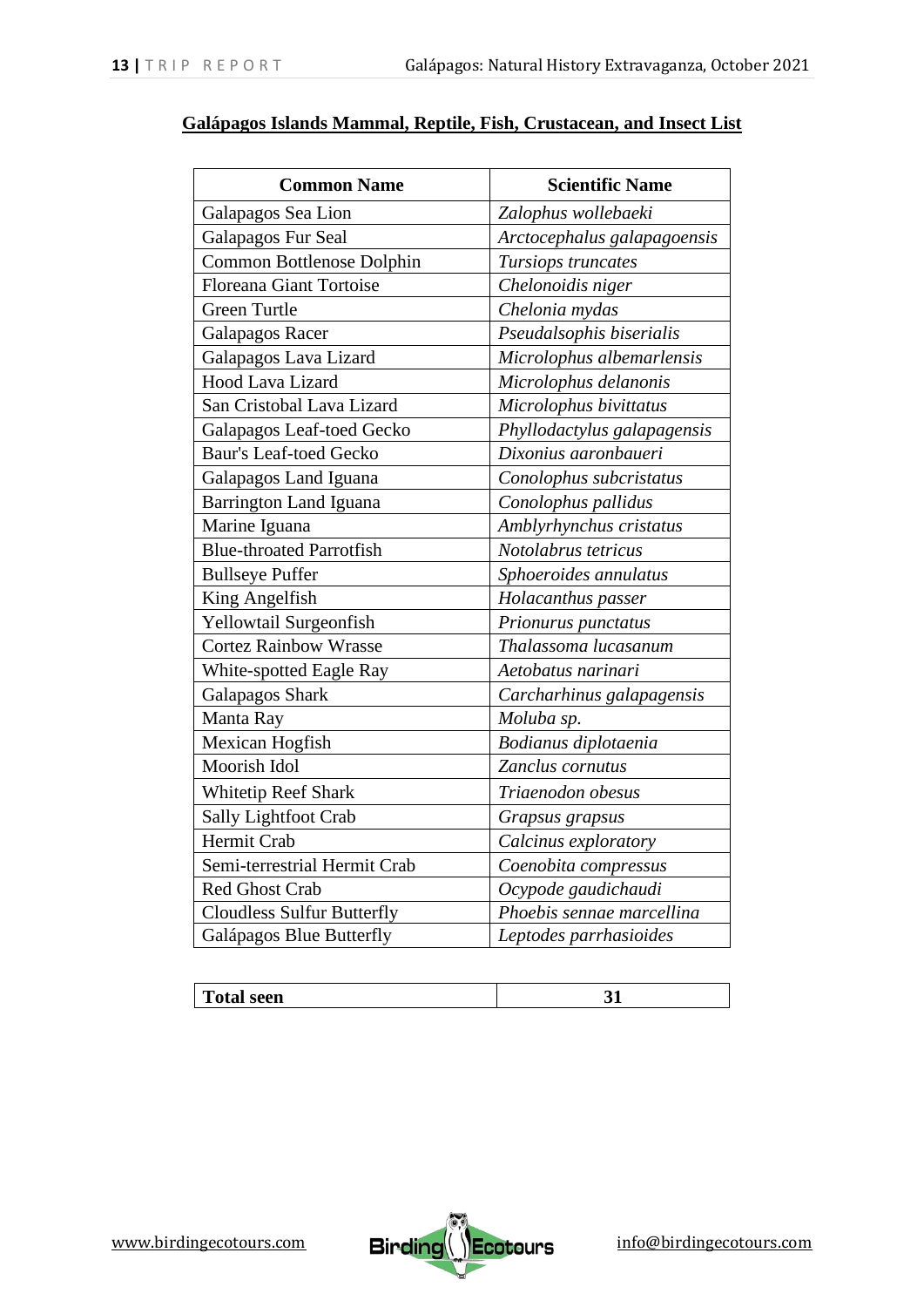## Galápagos Islands Mammal, Reptile, Fish, Crustacean, and Insect List

| Common Name | Scientific Name |
|---|---|
| Galapagos Sea Lion | *Zalophus wollebaeki* |
| Galapagos Fur Seal | *Arctocephalus galapagoensis* |
| Common Bottlenose Dolphin | *Tursiops truncates* |
| Floreana Giant Tortoise | *Chelonoidis niger* |
| Green Turtle | *Chelonia mydas* |
| Galapagos Racer | *Pseudalsophis biserialis* |
| Galapagos Lava Lizard | *Microlophus albemarlensis* |
| Hood Lava Lizard | *Microlophus delanonis* |
| San Cristobal Lava Lizard | *Microlophus bivittatus* |
| Galapagos Leaf-toed Gecko | *Phyllodactylus galapagensis* |
| Baur's Leaf-toed Gecko | *Dixonius aaronbaueri* |
| Galapagos Land Iguana | *Conolophus subcristatus* |
| Barrington Land Iguana | *Conolophus pallidus* |
| Marine Iguana | *Amblyrhynchus cristatus* |
| Blue-throated Parrotfish | *Notolabrus tetricus* |
| Bullseye Puffer | *Sphoeroides annulatus* |
| King Angelfish | *Holacanthus passer* |
| Yellowtail Surgeonfish | *Prionurus punctatus* |
| Cortez Rainbow Wrasse | *Thalassoma lucasanum* |
| White-spotted Eagle Ray | *Aetobatus narinari* |
| Galapagos Shark | *Carcharhinus galapagensis* |
| Manta Ray | *Moluba sp.* |
| Mexican Hogfish | *Bodianus diplotaenia* |
| Moorish Idol | *Zanclus cornutus* |
| Whitetip Reef Shark | *Triaenodon obesus* |
| Sally Lightfoot Crab | *Grapsus grapsus* |
| Hermit Crab | *Calcinus exploratory* |
| Semi-terrestrial Hermit Crab | *Coenobita compressus* |
| Red Ghost Crab | *Ocypode gaudichaudi* |
| Cloudless Sulfur Butterfly | *Phoebis sennae marcellina* |
| Galápagos Blue Butterfly | *Leptodes parrhasioides* |

| | |
|---|---|
| **Total seen** | **31** |